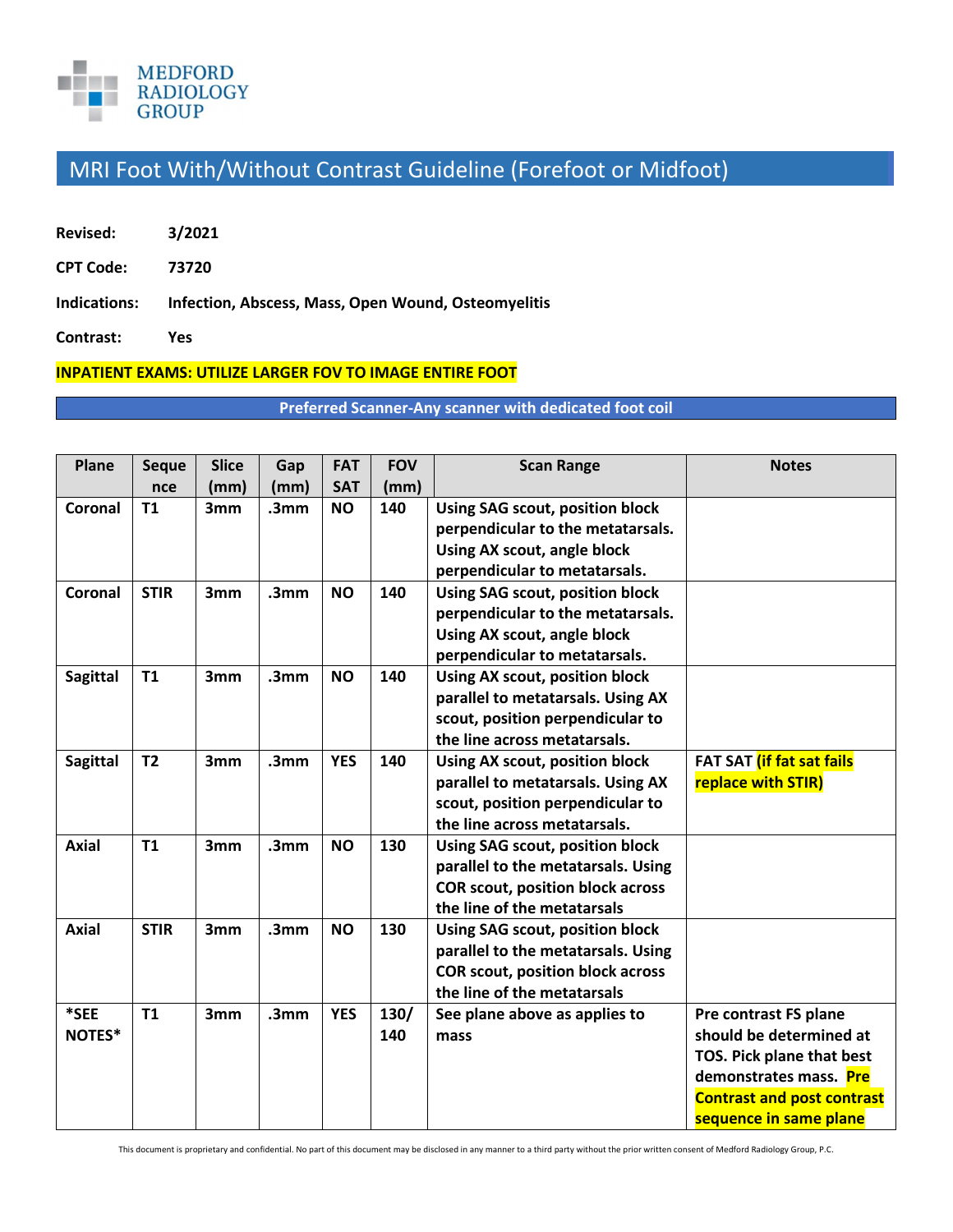MEDFORD RADIOLOGY GROUP

# MRI Foot With/Without Contrast Guideline (Forefoot or Midfoot)

**Revised:** **3/2021**

**CPT Code:** **73720**

**Indications:** **Infection, Abscess, Mass, Open Wound, Osteomyelitis**

**Contrast:** **Yes**

**INPATIENT EXAMS: UTILIZE LARGER FOV TO IMAGE ENTIRE FOOT**

**Preferred Scanner-Any scanner with dedicated foot coil**

| Plane | Sequence | Slice (mm) | Gap (mm) | FAT SAT | FOV (mm) | Scan Range | Notes |
|---|---|---|---|---|---|---|---|
| Coronal | T1 | 3mm | .3mm | NO | 140 | Using SAG scout, position block perpendicular to the metatarsals. Using AX scout, angle block perpendicular to metatarsals. | |
| Coronal | STIR | 3mm | .3mm | NO | 140 | Using SAG scout, position block perpendicular to the metatarsals. Using AX scout, angle block perpendicular to metatarsals. | |
| Sagittal | T1 | 3mm | .3mm | NO | 140 | Using AX scout, position block parallel to metatarsals. Using AX scout, position perpendicular to the line across metatarsals. | |
| Sagittal | T2 | 3mm | .3mm | YES | 140 | Using AX scout, position block parallel to metatarsals. Using AX scout, position perpendicular to the line across metatarsals. | FAT SAT (if fat sat fails replace with STIR) |
| Axial | T1 | 3mm | .3mm | NO | 130 | Using SAG scout, position block parallel to the metatarsals. Using COR scout, position block across the line of the metatarsals | |
| Axial | STIR | 3mm | .3mm | NO | 130 | Using SAG scout, position block parallel to the metatarsals. Using COR scout, position block across the line of the metatarsals | |
| *SEE NOTES* | T1 | 3mm | .3mm | YES | 130/ 140 | See plane above as applies to mass | Pre contrast FS plane should be determined at TOS. Pick plane that best demonstrates mass. Pre Contrast and post contrast sequence in same plane |

This document is proprietary and confidential. No part of this document may be disclosed in any manner to a third party without the prior written consent of Medford Radiology Group, P.C.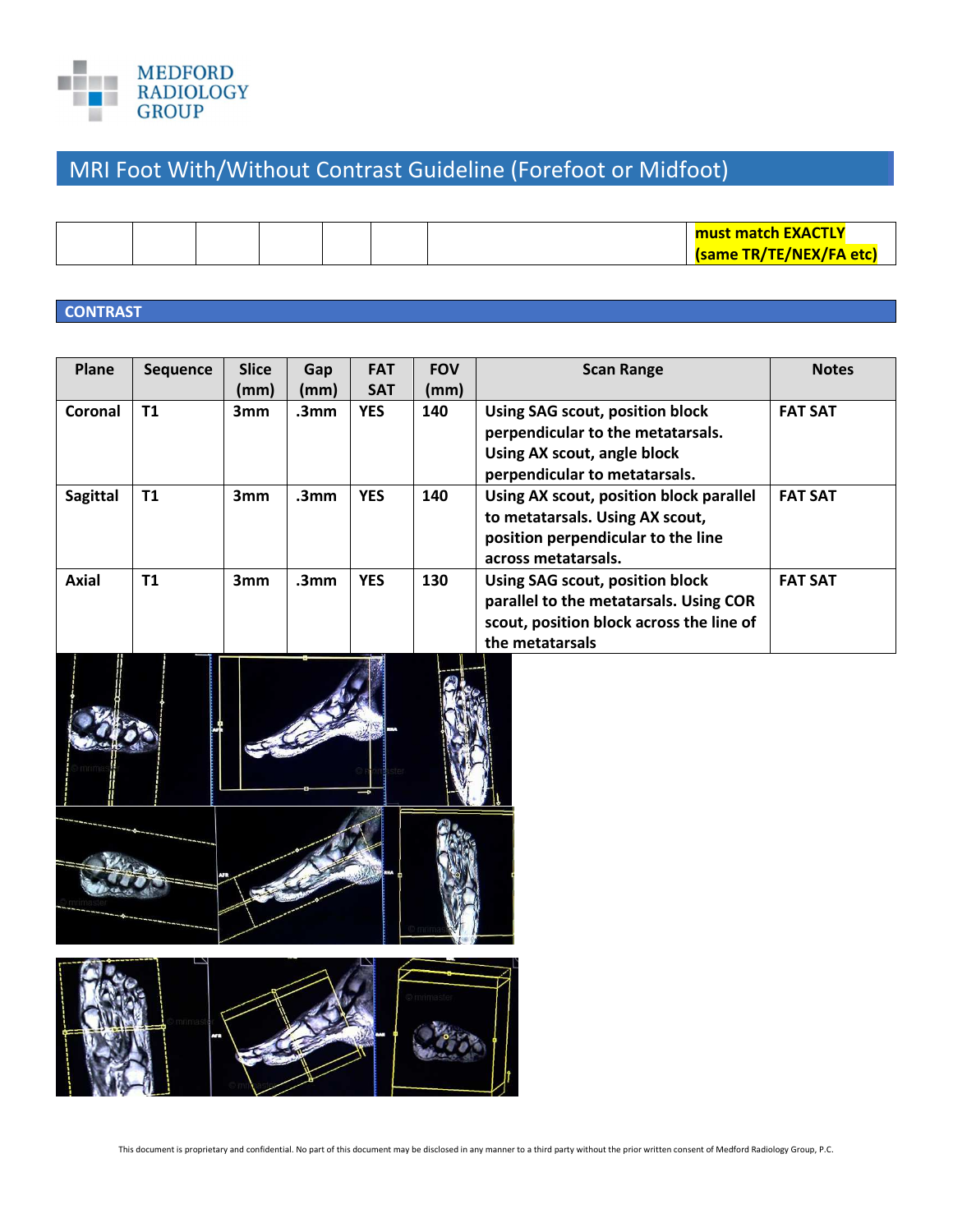# MRI Foot With/Without Contrast Guideline (Forefoot or Midfoot)

| | | | | | | | must match EXACTLY (same TR/TE/NEX/FA etc) |
|---|---|---|---|---|---|---|---|

## CONTRAST

| Plane | Sequence | Slice (mm) | Gap (mm) | FAT SAT | FOV (mm) | Scan Range | Notes |
|---|---|---|---|---|---|---|---|
| Coronal | T1 | 3mm | .3mm | YES | 140 | Using SAG scout, position block perpendicular to the metatarsals. Using AX scout, angle block perpendicular to metatarsals. | FAT SAT |
| Sagittal | T1 | 3mm | .3mm | YES | 140 | Using AX scout, position block parallel to metatarsals. Using AX scout, position perpendicular to the line across metatarsals. | FAT SAT |
| Axial | T1 | 3mm | .3mm | YES | 130 | Using SAG scout, position block parallel to the metatarsals. Using COR scout, position block across the line of the metatarsals | FAT SAT |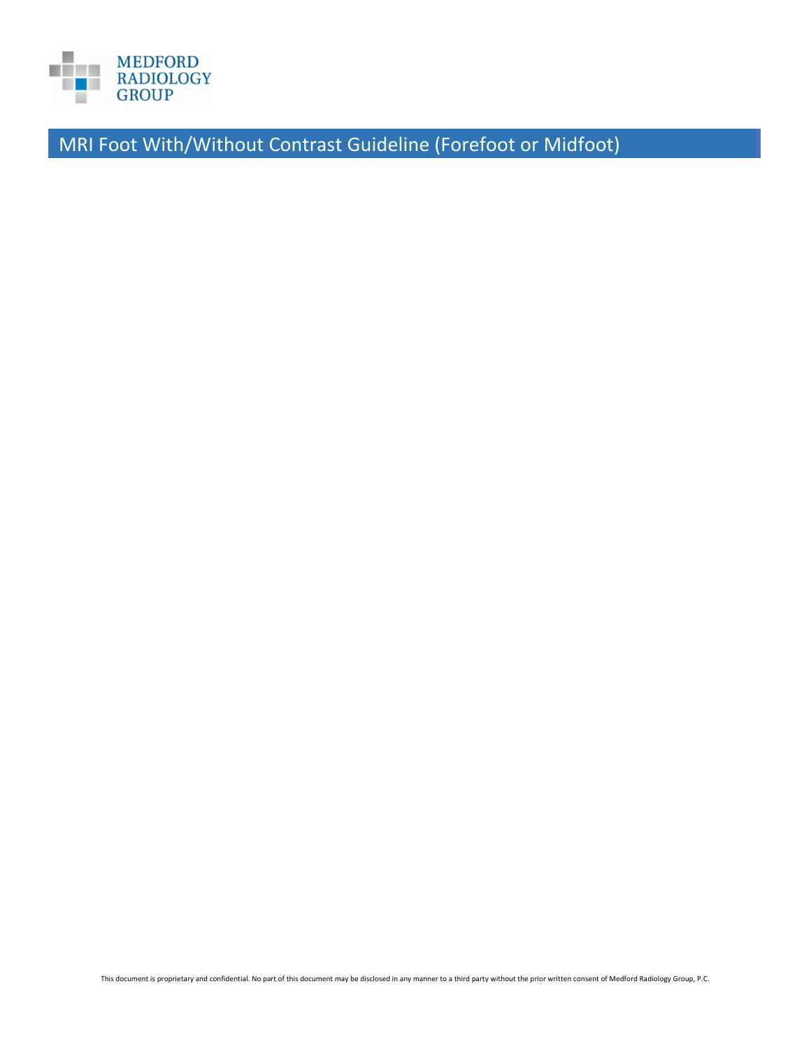MEDFORD
RADIOLOGY
GROUP

# MRI Foot With/Without Contrast Guideline (Forefoot or Midfoot)

This document is proprietary and confidential. No part of this document may be disclosed in any manner to a third party without the prior written consent of Medford Radiology Group, P.C.